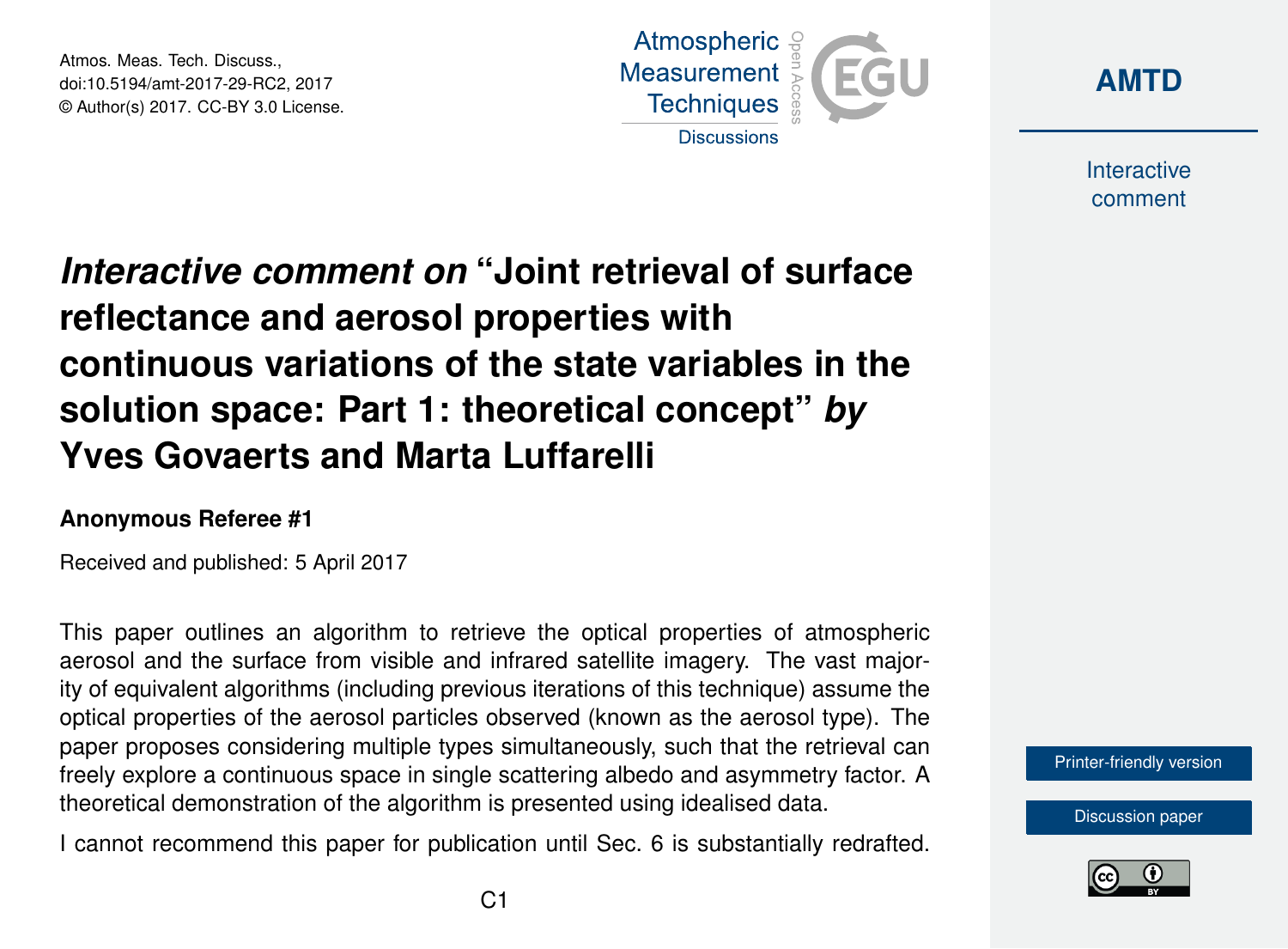# *Interactive comment on* "Joint retrieval of surface reflectance and aerosol properties with continuous variations of the state variables in the solution space: Part 1: theoretical concept" *by* Yves Govaerts and Marta Luffarelli

**Anonymous Referee #1**

Received and published: 5 April 2017

This paper outlines an algorithm to retrieve the optical properties of atmospheric aerosol and the surface from visible and infrared satellite imagery. The vast majority of equivalent algorithms (including previous iterations of this technique) assume the optical properties of the aerosol particles observed (known as the aerosol type). The paper proposes considering multiple types simultaneously, such that the retrieval can freely explore a continuous space in single scattering albedo and asymmetry factor. A theoretical demonstration of the algorithm is presented using idealised data.

I cannot recommend this paper for publication until Sec. 6 is substantially redrafted.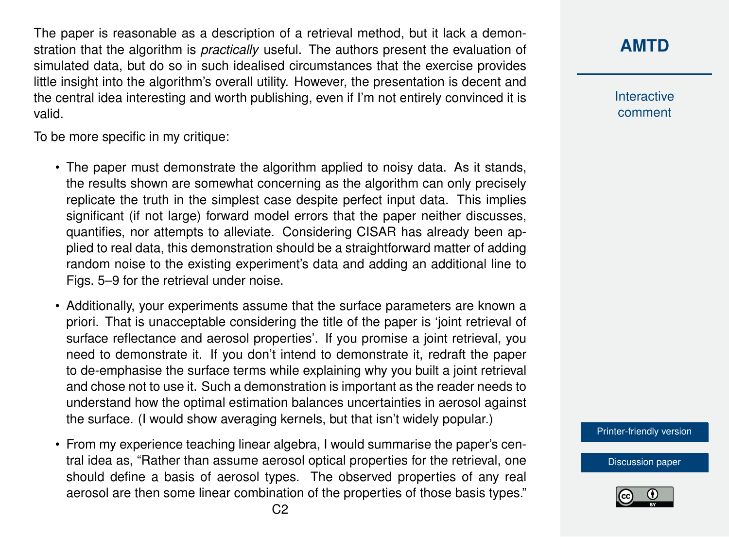The paper is reasonable as a description of a retrieval method, but it lack a demonstration that the algorithm is *practically* useful. The authors present the evaluation of simulated data, but do so in such idealised circumstances that the exercise provides little insight into the algorithm's overall utility. However, the presentation is decent and the central idea interesting and worth publishing, even if I'm not entirely convinced it is valid.

To be more specific in my critique:

- The paper must demonstrate the algorithm applied to noisy data. As it stands, the results shown are somewhat concerning as the algorithm can only precisely replicate the truth in the simplest case despite perfect input data. This implies significant (if not large) forward model errors that the paper neither discusses, quantifies, nor attempts to alleviate. Considering CISAR has already been applied to real data, this demonstration should be a straightforward matter of adding random noise to the existing experiment's data and adding an additional line to Figs. 5–9 for the retrieval under noise.
- Additionally, your experiments assume that the surface parameters are known a priori. That is unacceptable considering the title of the paper is 'joint retrieval of surface reflectance and aerosol properties'. If you promise a joint retrieval, you need to demonstrate it. If you don't intend to demonstrate it, redraft the paper to de-emphasise the surface terms while explaining why you built a joint retrieval and chose not to use it. Such a demonstration is important as the reader needs to understand how the optimal estimation balances uncertainties in aerosol against the surface. (I would show averaging kernels, but that isn't widely popular.)
- From my experience teaching linear algebra, I would summarise the paper's central idea as, "Rather than assume aerosol optical properties for the retrieval, one should define a basis of aerosol types. The observed properties of any real aerosol are then some linear combination of the properties of those basis types."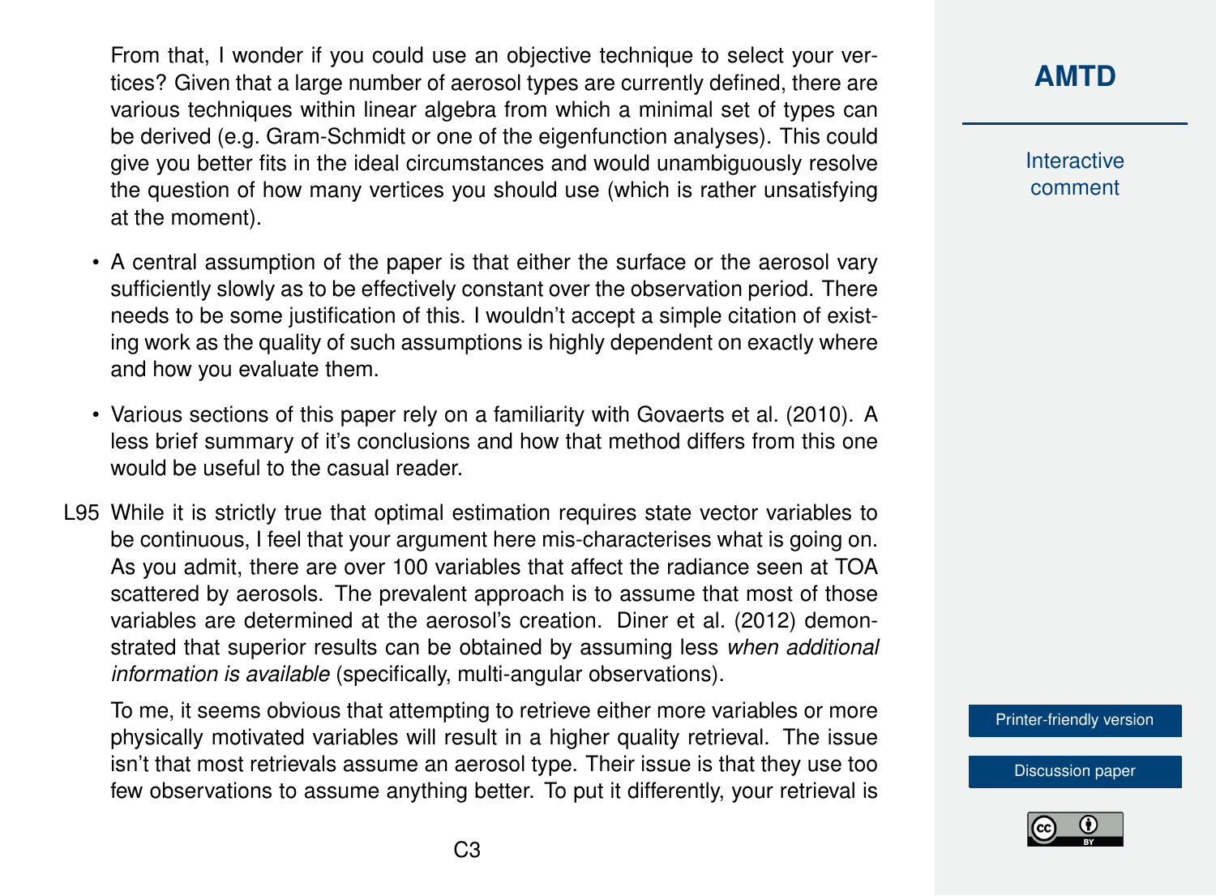From that, I wonder if you could use an objective technique to select your vertices? Given that a large number of aerosol types are currently defined, there are various techniques within linear algebra from which a minimal set of types can be derived (e.g. Gram-Schmidt or one of the eigenfunction analyses). This could give you better fits in the ideal circumstances and would unambiguously resolve the question of how many vertices you should use (which is rather unsatisfying at the moment).

- A central assumption of the paper is that either the surface or the aerosol vary sufficiently slowly as to be effectively constant over the observation period. There needs to be some justification of this. I wouldn't accept a simple citation of existing work as the quality of such assumptions is highly dependent on exactly where and how you evaluate them.

- Various sections of this paper rely on a familiarity with Govaerts et al. (2010). A less brief summary of it's conclusions and how that method differs from this one would be useful to the casual reader.

L95 While it is strictly true that optimal estimation requires state vector variables to be continuous, I feel that your argument here mis-characterises what is going on. As you admit, there are over 100 variables that affect the radiance seen at TOA scattered by aerosols. The prevalent approach is to assume that most of those variables are determined at the aerosol's creation. Diner et al. (2012) demonstrated that superior results can be obtained by assuming less *when additional information is available* (specifically, multi-angular observations).

To me, it seems obvious that attempting to retrieve either more variables or more physically motivated variables will result in a higher quality retrieval. The issue isn't that most retrievals assume an aerosol type. Their issue is that they use too few observations to assume anything better. To put it differently, your retrieval is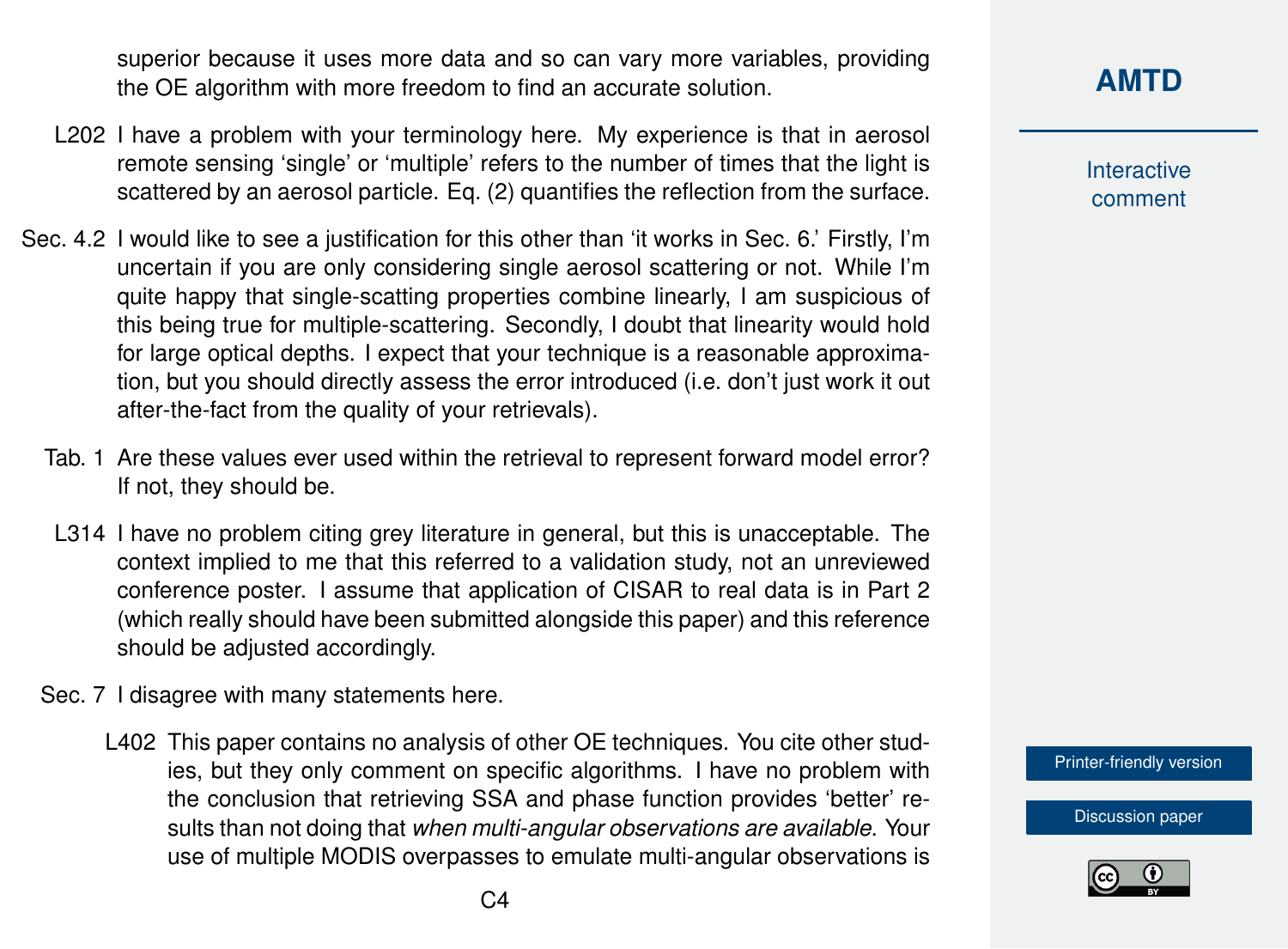superior because it uses more data and so can vary more variables, providing the OE algorithm with more freedom to find an accurate solution.

L202 I have a problem with your terminology here. My experience is that in aerosol remote sensing 'single' or 'multiple' refers to the number of times that the light is scattered by an aerosol particle. Eq. (2) quantifies the reflection from the surface.

Sec. 4.2 I would like to see a justification for this other than 'it works in Sec. 6.' Firstly, I'm uncertain if you are only considering single aerosol scattering or not. While I'm quite happy that single-scatting properties combine linearly, I am suspicious of this being true for multiple-scattering. Secondly, I doubt that linearity would hold for large optical depths. I expect that your technique is a reasonable approximation, but you should directly assess the error introduced (i.e. don't just work it out after-the-fact from the quality of your retrievals).

Tab. 1 Are these values ever used within the retrieval to represent forward model error? If not, they should be.

L314 I have no problem citing grey literature in general, but this is unacceptable. The context implied to me that this referred to a validation study, not an unreviewed conference poster. I assume that application of CISAR to real data is in Part 2 (which really should have been submitted alongside this paper) and this reference should be adjusted accordingly.

Sec. 7 I disagree with many statements here.

L402 This paper contains no analysis of other OE techniques. You cite other studies, but they only comment on specific algorithms. I have no problem with the conclusion that retrieving SSA and phase function provides 'better' results than not doing that *when multi-angular observations are available*. Your use of multiple MODIS overpasses to emulate multi-angular observations is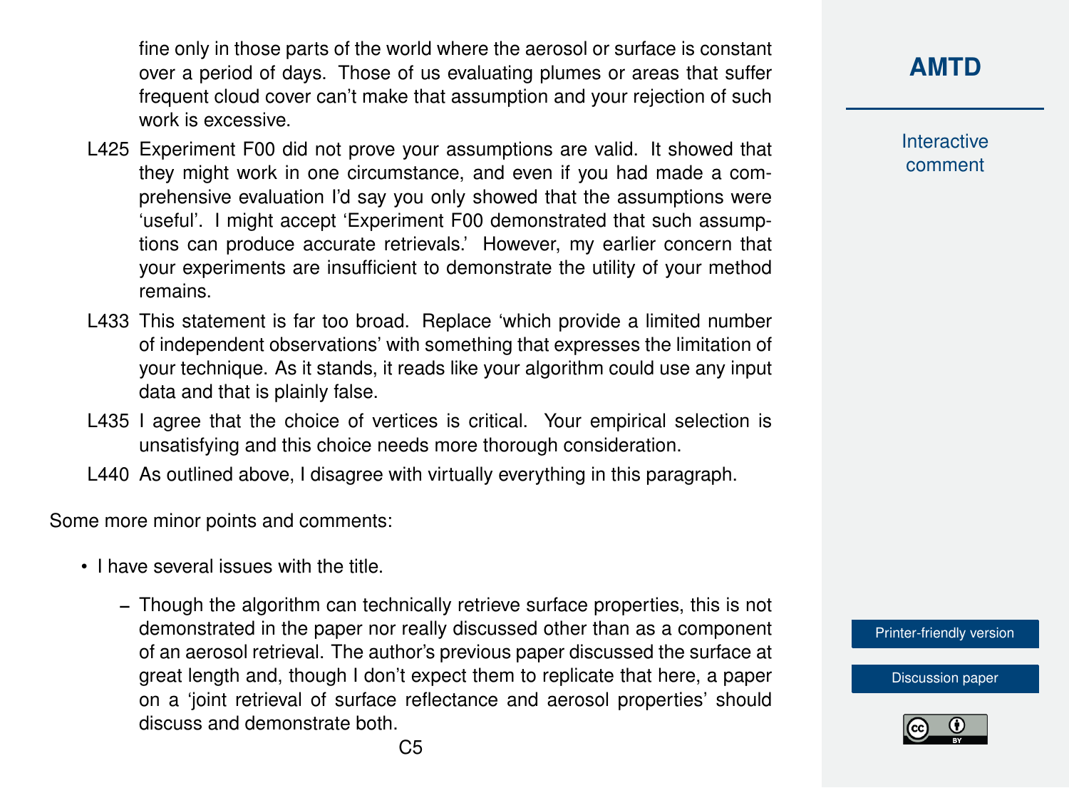fine only in those parts of the world where the aerosol or surface is constant over a period of days. Those of us evaluating plumes or areas that suffer frequent cloud cover can't make that assumption and your rejection of such work is excessive.

L425 Experiment F00 did not prove your assumptions are valid. It showed that they might work in one circumstance, and even if you had made a comprehensive evaluation I'd say you only showed that the assumptions were 'useful'. I might accept 'Experiment F00 demonstrated that such assumptions can produce accurate retrievals.' However, my earlier concern that your experiments are insufficient to demonstrate the utility of your method remains.

L433 This statement is far too broad. Replace 'which provide a limited number of independent observations' with something that expresses the limitation of your technique. As it stands, it reads like your algorithm could use any input data and that is plainly false.

L435 I agree that the choice of vertices is critical. Your empirical selection is unsatisfying and this choice needs more thorough consideration.

L440 As outlined above, I disagree with virtually everything in this paragraph.

Some more minor points and comments:

- I have several issues with the title.
  - Though the algorithm can technically retrieve surface properties, this is not demonstrated in the paper nor really discussed other than as a component of an aerosol retrieval. The author's previous paper discussed the surface at great length and, though I don't expect them to replicate that here, a paper on a 'joint retrieval of surface reflectance and aerosol properties' should discuss and demonstrate both.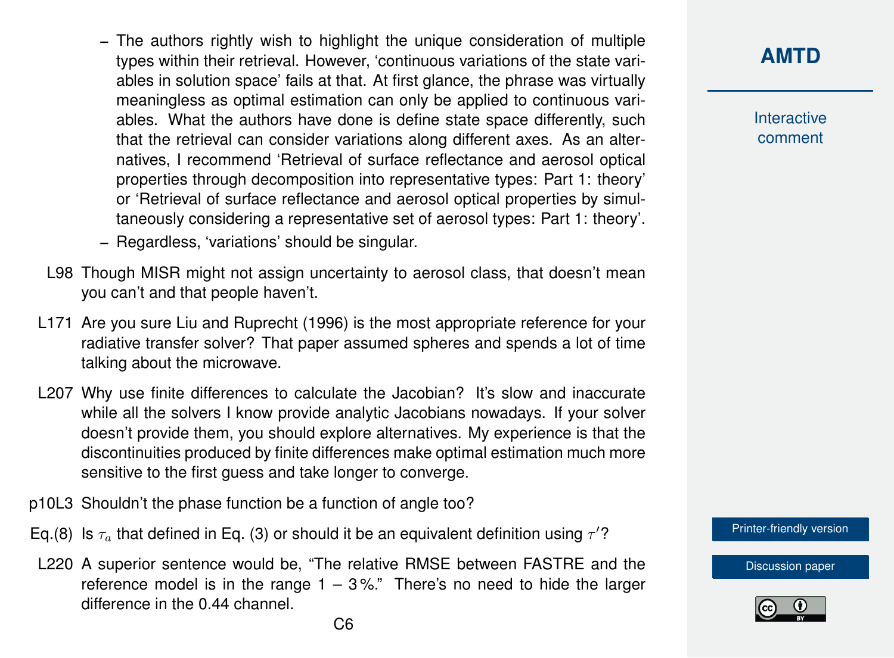- The authors rightly wish to highlight the unique consideration of multiple types within their retrieval. However, 'continuous variations of the state variables in solution space' fails at that. At first glance, the phrase was virtually meaningless as optimal estimation can only be applied to continuous variables. What the authors have done is define state space differently, such that the retrieval can consider variations along different axes. As an alternatives, I recommend 'Retrieval of surface reflectance and aerosol optical properties through decomposition into representative types: Part 1: theory' or 'Retrieval of surface reflectance and aerosol optical properties by simultaneously considering a representative set of aerosol types: Part 1: theory'.
- Regardless, 'variations' should be singular.

L98 Though MISR might not assign uncertainty to aerosol class, that doesn't mean you can't and that people haven't.

L171 Are you sure Liu and Ruprecht (1996) is the most appropriate reference for your radiative transfer solver? That paper assumed spheres and spends a lot of time talking about the microwave.

L207 Why use finite differences to calculate the Jacobian? It's slow and inaccurate while all the solvers I know provide analytic Jacobians nowadays. If your solver doesn't provide them, you should explore alternatives. My experience is that the discontinuities produced by finite differences make optimal estimation much more sensitive to the first guess and take longer to converge.

p10L3 Shouldn't the phase function be a function of angle too?

Eq.(8) Is $\tau_a$ that defined in Eq. (3) or should it be an equivalent definition using $\tau'$?

L220 A superior sentence would be, "The relative RMSE between FASTRE and the reference model is in the range 1 – 3 %." There's no need to hide the larger difference in the 0.44 channel.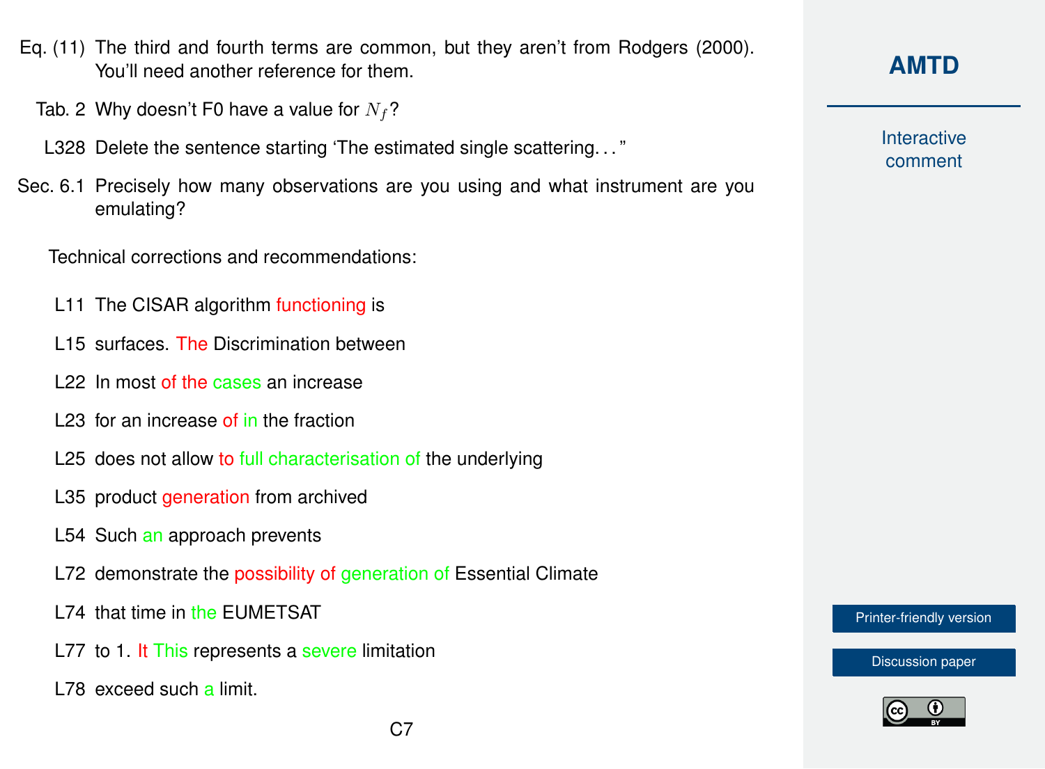Eq. (11) The third and fourth terms are common, but they aren't from Rodgers (2000). You'll need another reference for them.

Tab. 2 Why doesn't F0 have a value for $N_f$?

L328 Delete the sentence starting 'The estimated single scattering. . . "

Sec. 6.1 Precisely how many observations are you using and what instrument are you emulating?

Technical corrections and recommendations:

L11 The CISAR algorithm functioning is

L15 surfaces. The Discrimination between

L22 In most of the cases an increase

L23 for an increase of in the fraction

L25 does not allow to full characterisation of the underlying

L35 product generation from archived

L54 Such an approach prevents

L72 demonstrate the possibility of generation of Essential Climate

L74 that time in the EUMETSAT

L77 to 1. It This represents a severe limitation

L78 exceed such a limit.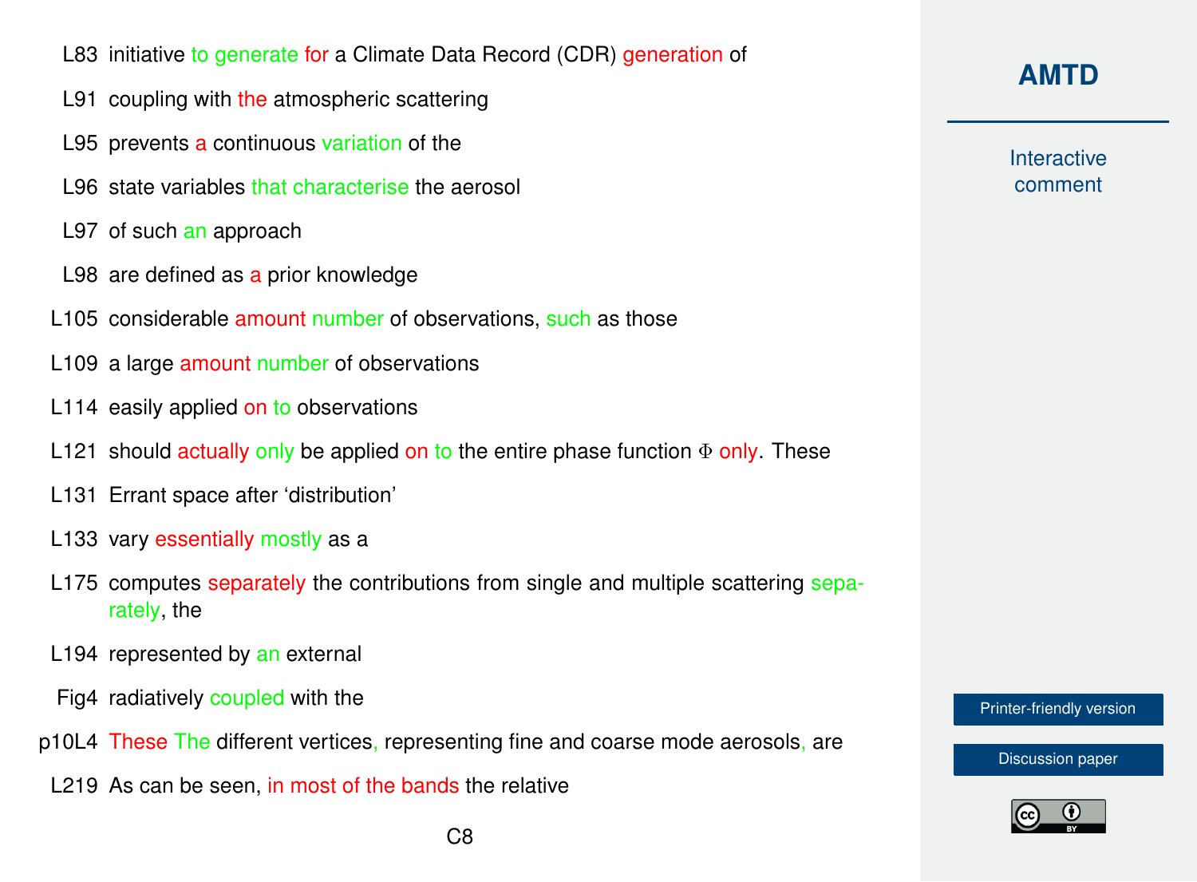L83 initiative to generate for a Climate Data Record (CDR) generation of

L91 coupling with the atmospheric scattering

L95 prevents a continuous variation of the

L96 state variables that characterise the aerosol

L97 of such an approach

L98 are defined as a prior knowledge

L105 considerable amount number of observations, such as those

L109 a large amount number of observations

L114 easily applied on to observations

L121 should actually only be applied on to the entire phase function $\Phi$ only. These

L131 Errant space after 'distribution'

L133 vary essentially mostly as a

L175 computes separately the contributions from single and multiple scattering separately, the

L194 represented by an external

Fig4 radiatively coupled with the

p10L4 These The different vertices, representing fine and coarse mode aerosols, are

L219 As can be seen, in most of the bands the relative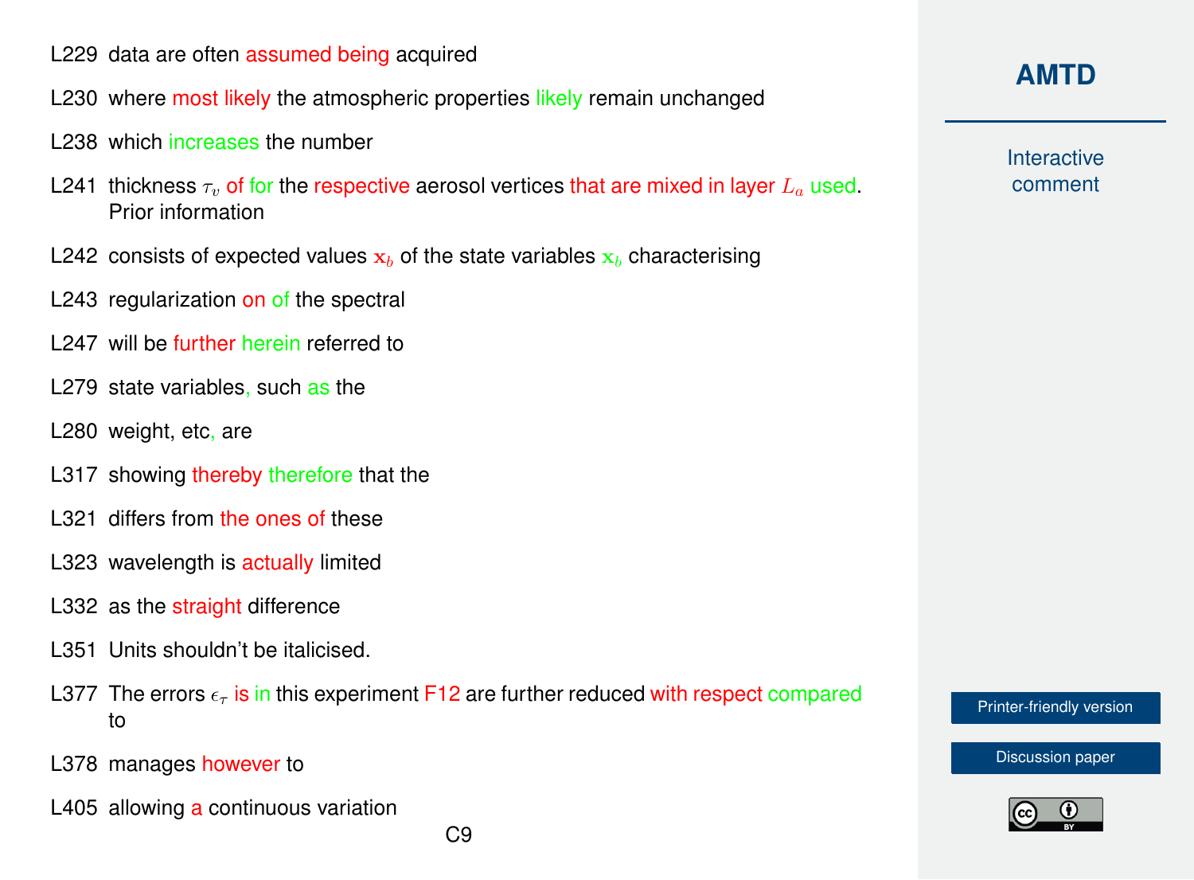L229 data are often assumed being acquired

L230 where most likely the atmospheric properties likely remain unchanged

L238 which increases the number

L241 thickness $\tau_v$ of for the respective aerosol vertices that are mixed in layer $L_a$ used. Prior information

L242 consists of expected values $\mathbf{x}_b$ of the state variables $\mathbf{x}_b$ characterising

L243 regularization on of the spectral

L247 will be further herein referred to

L279 state variables, such as the

L280 weight, etc, are

L317 showing thereby therefore that the

L321 differs from the ones of these

L323 wavelength is actually limited

L332 as the straight difference

L351 Units shouldn't be italicised.

L377 The errors $\epsilon_\tau$ is in this experiment F12 are further reduced with respect compared to

L378 manages however to

L405 allowing a continuous variation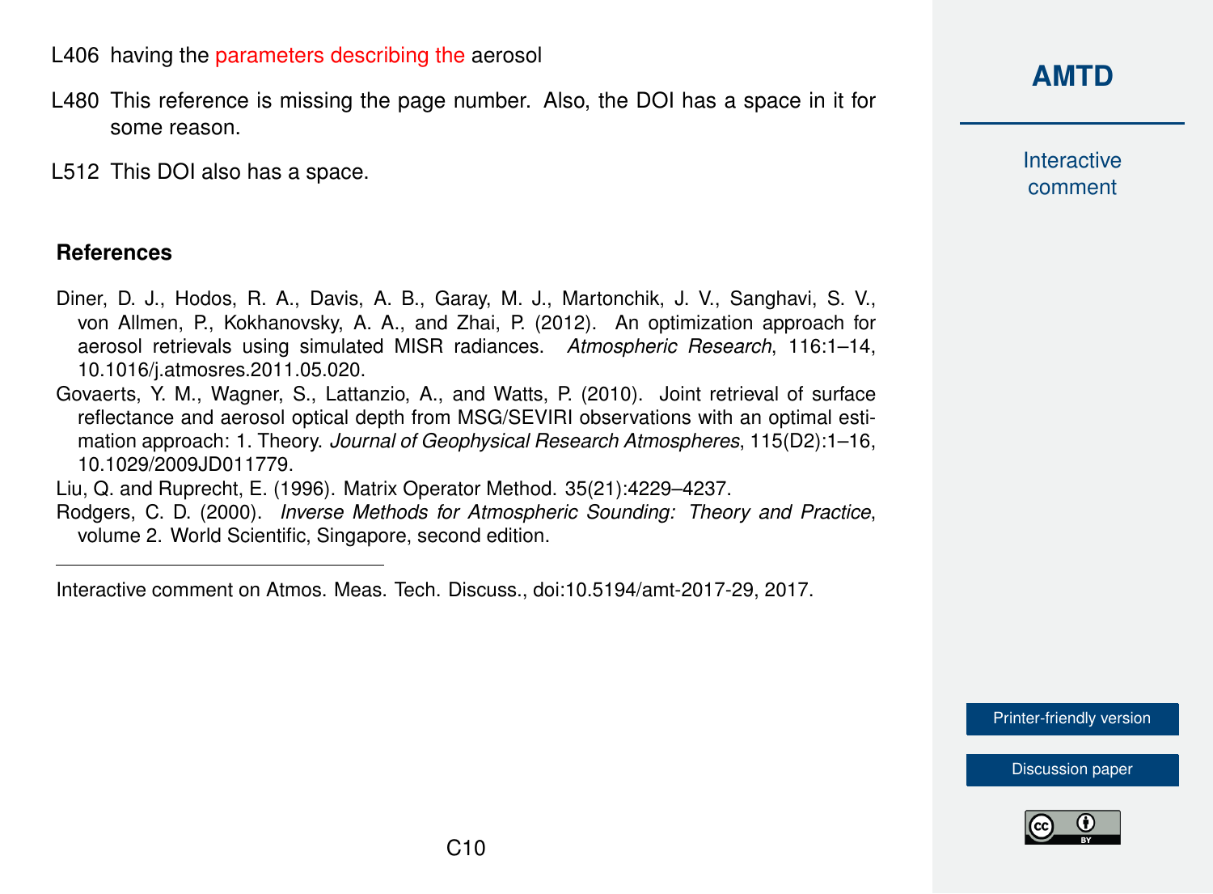L406 having the parameters describing the aerosol

L480 This reference is missing the page number. Also, the DOI has a space in it for some reason.

L512 This DOI also has a space.

## References

Diner, D. J., Hodos, R. A., Davis, A. B., Garay, M. J., Martonchik, J. V., Sanghavi, S. V., von Allmen, P., Kokhanovsky, A. A., and Zhai, P. (2012). An optimization approach for aerosol retrievals using simulated MISR radiances. *Atmospheric Research*, 116:1–14, 10.1016/j.atmosres.2011.05.020.

Govaerts, Y. M., Wagner, S., Lattanzio, A., and Watts, P. (2010). Joint retrieval of surface reflectance and aerosol optical depth from MSG/SEVIRI observations with an optimal estimation approach: 1. Theory. *Journal of Geophysical Research Atmospheres*, 115(D2):1–16, 10.1029/2009JD011779.

Liu, Q. and Ruprecht, E. (1996). Matrix Operator Method. 35(21):4229–4237.

Rodgers, C. D. (2000). *Inverse Methods for Atmospheric Sounding: Theory and Practice*, volume 2. World Scientific, Singapore, second edition.

---

Interactive comment on Atmos. Meas. Tech. Discuss., doi:10.5194/amt-2017-29, 2017.